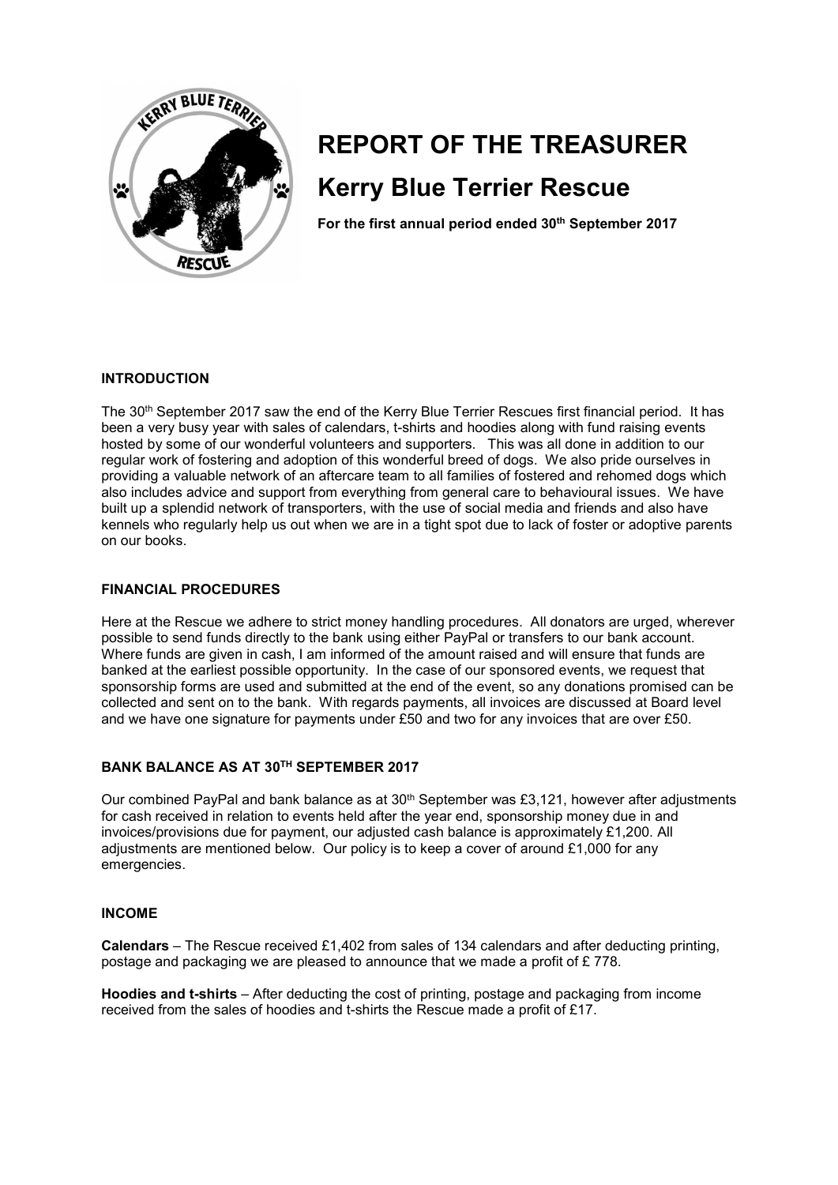# REPORT OF THE TREASURER

## Kerry Blue Terrier Rescue

**For the first annual period ended 30th September 2017**

### INTRODUCTION

The 30th September 2017 saw the end of the Kerry Blue Terrier Rescues first financial period. It has been a very busy year with sales of calendars, t-shirts and hoodies along with fund raising events hosted by some of our wonderful volunteers and supporters. This was all done in addition to our regular work of fostering and adoption of this wonderful breed of dogs. We also pride ourselves in providing a valuable network of an aftercare team to all families of fostered and rehomed dogs which also includes advice and support from everything from general care to behavioural issues. We have built up a splendid network of transporters, with the use of social media and friends and also have kennels who regularly help us out when we are in a tight spot due to lack of foster or adoptive parents on our books.

### FINANCIAL PROCEDURES

Here at the Rescue we adhere to strict money handling procedures. All donators are urged, wherever possible to send funds directly to the bank using either PayPal or transfers to our bank account. Where funds are given in cash, I am informed of the amount raised and will ensure that funds are banked at the earliest possible opportunity. In the case of our sponsored events, we request that sponsorship forms are used and submitted at the end of the event, so any donations promised can be collected and sent on to the bank. With regards payments, all invoices are discussed at Board level and we have one signature for payments under £50 and two for any invoices that are over £50.

### BANK BALANCE AS AT 30TH SEPTEMBER 2017

Our combined PayPal and bank balance as at 30th September was £3,121, however after adjustments for cash received in relation to events held after the year end, sponsorship money due in and invoices/provisions due for payment, our adjusted cash balance is approximately £1,200. All adjustments are mentioned below. Our policy is to keep a cover of around £1,000 for any emergencies.

### INCOME

**Calendars** – The Rescue received £1,402 from sales of 134 calendars and after deducting printing, postage and packaging we are pleased to announce that we made a profit of £ 778.

**Hoodies and t-shirts** – After deducting the cost of printing, postage and packaging from income received from the sales of hoodies and t-shirts the Rescue made a profit of £17.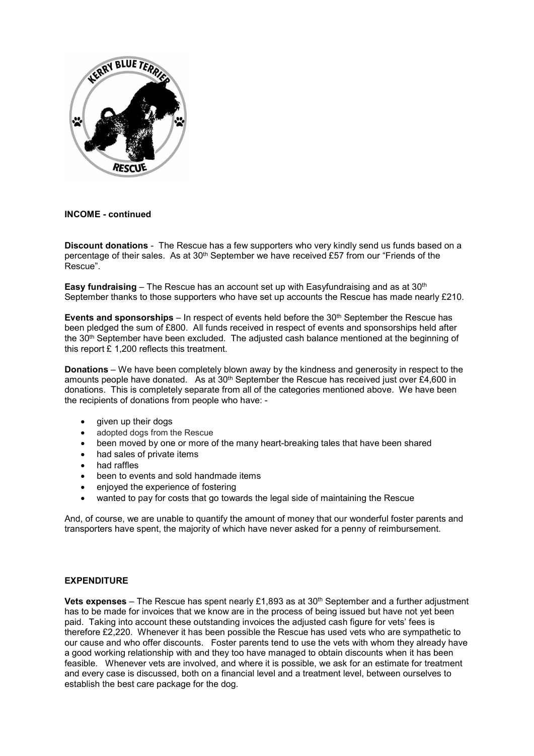**INCOME - continued**

**Discount donations** - The Rescue has a few supporters who very kindly send us funds based on a percentage of their sales. As at 30th September we have received £57 from our "Friends of the Rescue".

**Easy fundraising** – The Rescue has an account set up with Easyfundraising and as at 30th September thanks to those supporters who have set up accounts the Rescue has made nearly £210.

**Events and sponsorships** – In respect of events held before the 30th September the Rescue has been pledged the sum of £800. All funds received in respect of events and sponsorships held after the 30th September have been excluded. The adjusted cash balance mentioned at the beginning of this report £ 1,200 reflects this treatment.

**Donations** – We have been completely blown away by the kindness and generosity in respect to the amounts people have donated. As at 30th September the Rescue has received just over £4,600 in donations. This is completely separate from all of the categories mentioned above. We have been the recipients of donations from people who have: -

- given up their dogs
- adopted dogs from the Rescue
- been moved by one or more of the many heart-breaking tales that have been shared
- had sales of private items
- had raffles
- been to events and sold handmade items
- enjoyed the experience of fostering
- wanted to pay for costs that go towards the legal side of maintaining the Rescue

And, of course, we are unable to quantify the amount of money that our wonderful foster parents and transporters have spent, the majority of which have never asked for a penny of reimbursement.

**EXPENDITURE**

**Vets expenses** – The Rescue has spent nearly £1,893 as at 30th September and a further adjustment has to be made for invoices that we know are in the process of being issued but have not yet been paid. Taking into account these outstanding invoices the adjusted cash figure for vets' fees is therefore £2,220. Whenever it has been possible the Rescue has used vets who are sympathetic to our cause and who offer discounts. Foster parents tend to use the vets with whom they already have a good working relationship with and they too have managed to obtain discounts when it has been feasible. Whenever vets are involved, and where it is possible, we ask for an estimate for treatment and every case is discussed, both on a financial level and a treatment level, between ourselves to establish the best care package for the dog.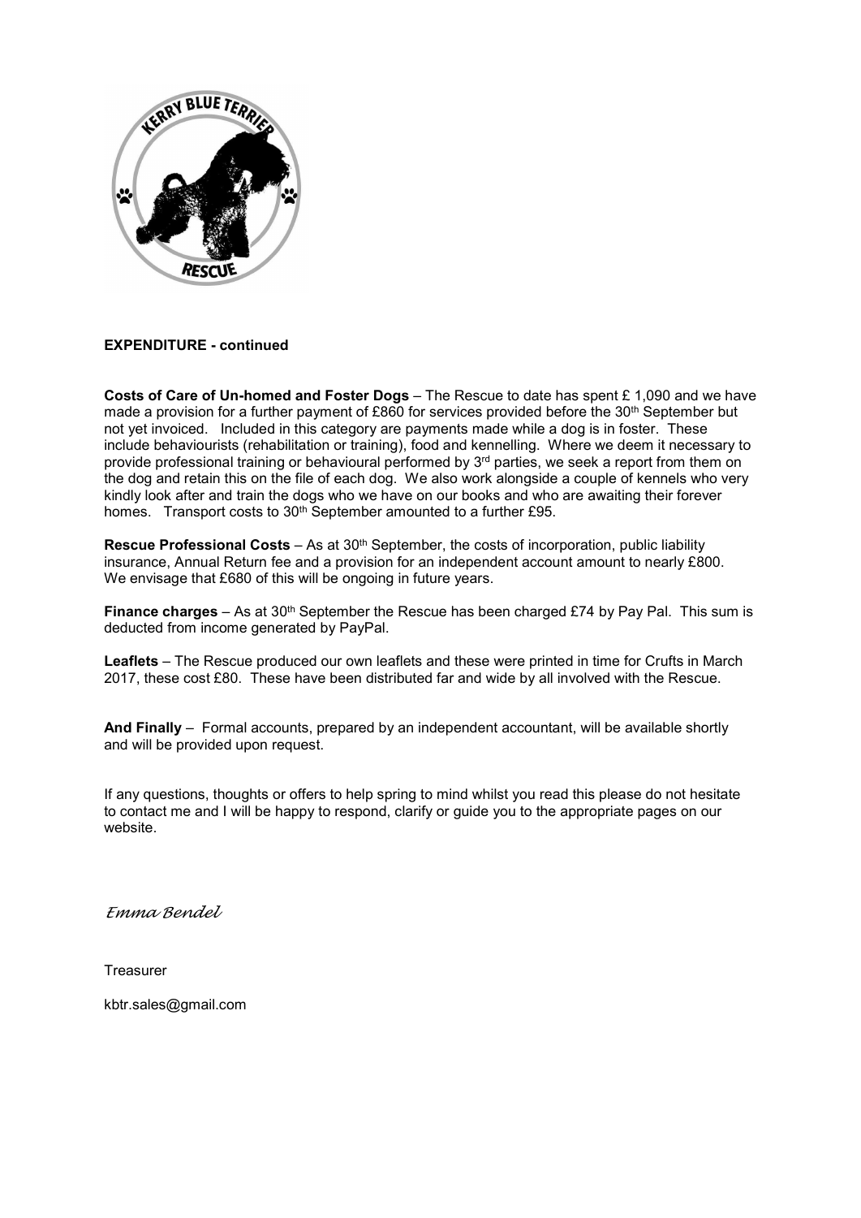**EXPENDITURE - continued**

**Costs of Care of Un-homed and Foster Dogs** – The Rescue to date has spent £ 1,090 and we have made a provision for a further payment of £860 for services provided before the 30th September but not yet invoiced. Included in this category are payments made while a dog is in foster. These include behaviourists (rehabilitation or training), food and kennelling. Where we deem it necessary to provide professional training or behavioural performed by 3rd parties, we seek a report from them on the dog and retain this on the file of each dog. We also work alongside a couple of kennels who very kindly look after and train the dogs who we have on our books and who are awaiting their forever homes. Transport costs to 30th September amounted to a further £95.

**Rescue Professional Costs** – As at 30th September, the costs of incorporation, public liability insurance, Annual Return fee and a provision for an independent account amount to nearly £800. We envisage that £680 of this will be ongoing in future years.

**Finance charges** – As at 30th September the Rescue has been charged £74 by Pay Pal. This sum is deducted from income generated by PayPal.

**Leaflets** – The Rescue produced our own leaflets and these were printed in time for Crufts in March 2017, these cost £80. These have been distributed far and wide by all involved with the Rescue.

**And Finally** – Formal accounts, prepared by an independent accountant, will be available shortly and will be provided upon request.

If any questions, thoughts or offers to help spring to mind whilst you read this please do not hesitate to contact me and I will be happy to respond, clarify or guide you to the appropriate pages on our website.

*Emma Bendel*

Treasurer

kbtr.sales@gmail.com